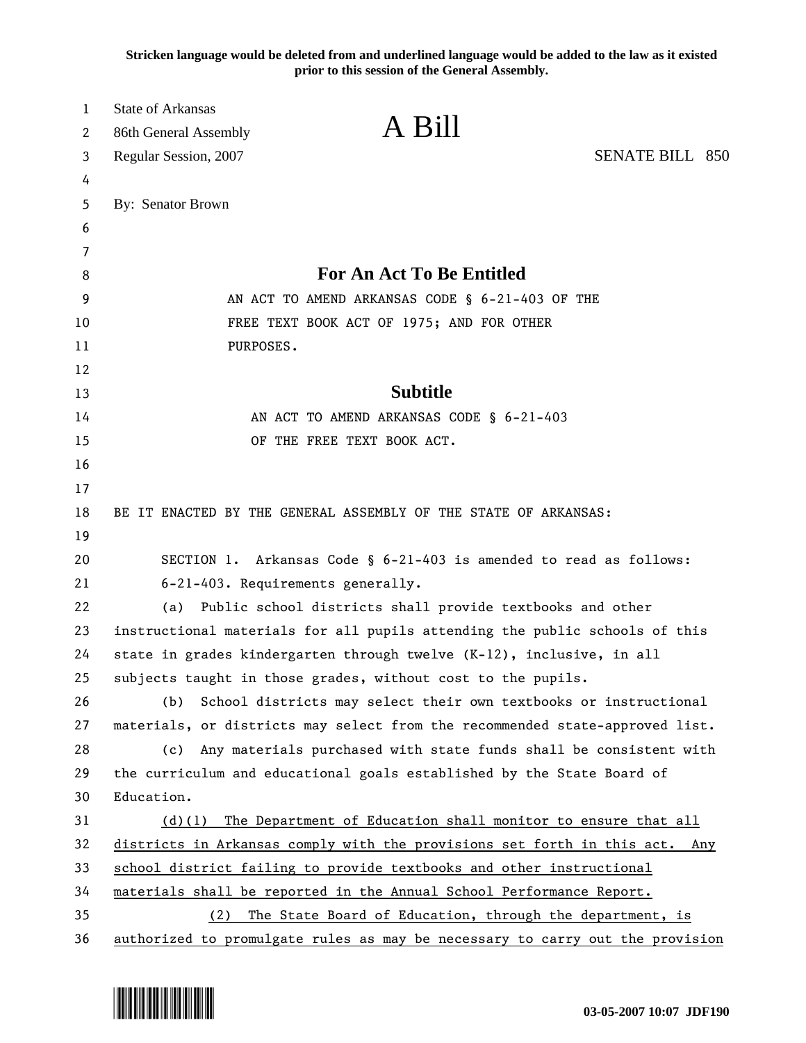Stricken language would be deleted from and underlined language would be added to the law as it existed prior to this session of the General Assembly.

State of Arkansas
86th General Assembly
Regular Session, 2007

# A Bill

SENATE BILL 850

By: Senator Brown

## For An Act To Be Entitled

AN ACT TO AMEND ARKANSAS CODE § 6-21-403 OF THE FREE TEXT BOOK ACT OF 1975; AND FOR OTHER PURPOSES.

## Subtitle

AN ACT TO AMEND ARKANSAS CODE § 6-21-403 OF THE FREE TEXT BOOK ACT.

BE IT ENACTED BY THE GENERAL ASSEMBLY OF THE STATE OF ARKANSAS:

SECTION 1. Arkansas Code § 6-21-403 is amended to read as follows:

6-21-403. Requirements generally.

(a) Public school districts shall provide textbooks and other instructional materials for all pupils attending the public schools of this state in grades kindergarten through twelve (K-12), inclusive, in all subjects taught in those grades, without cost to the pupils.

(b) School districts may select their own textbooks or instructional materials, or districts may select from the recommended state-approved list.

(c) Any materials purchased with state funds shall be consistent with the curriculum and educational goals established by the State Board of Education.

<u>(d)(1) The Department of Education shall monitor to ensure that all districts in Arkansas comply with the provisions set forth in this act. Any school district failing to provide textbooks and other instructional materials shall be reported in the Annual School Performance Report.</u>

<u>(2) The State Board of Education, through the department, is authorized to promulgate rules as may be necessary to carry out the provision</u>

03-05-2007 10:07 JDF190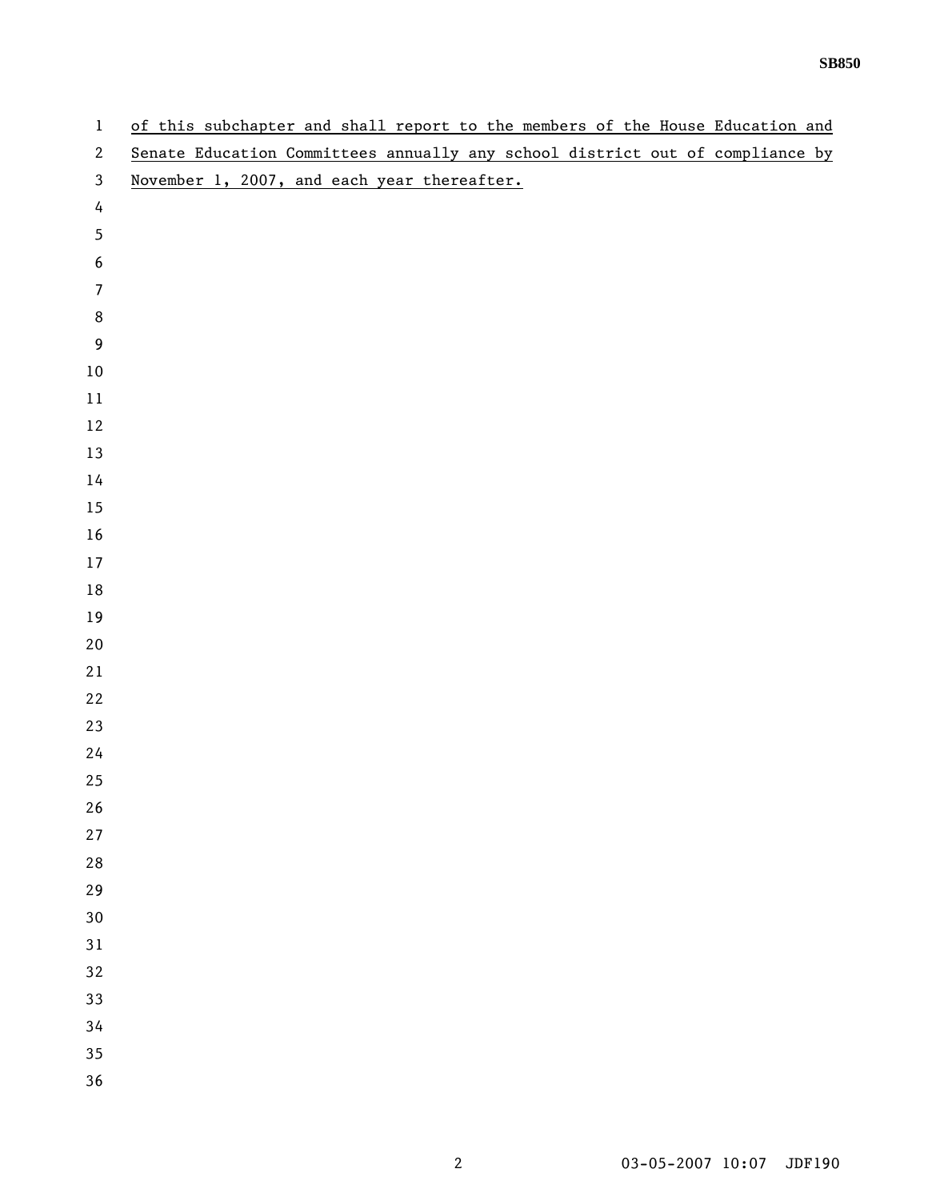of this subchapter and shall report to the members of the House Education and Senate Education Committees annually any school district out of compliance by November 1, 2007, and each year thereafter.